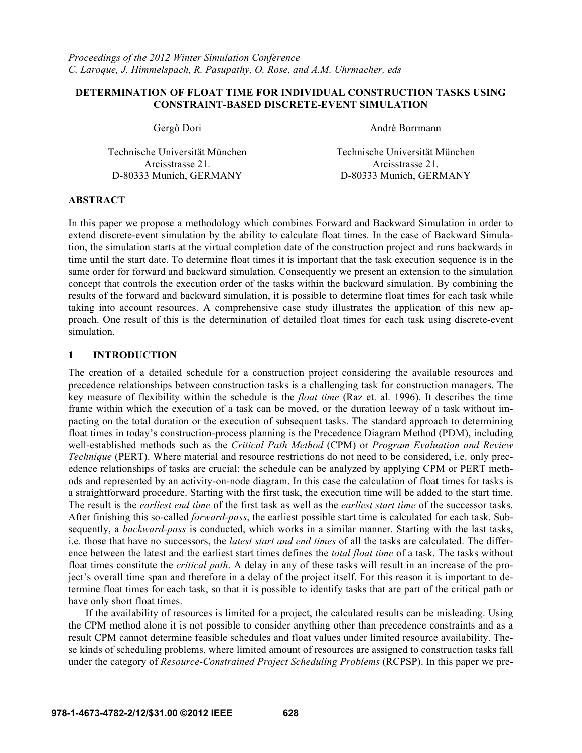# DETERMINATION OF FLOAT TIME FOR INDIVIDUAL CONSTRUCTION TASKS USING CONSTRAINT-BASED DISCRETE-EVENT SIMULATION

Gergő Dori

Technische Universität München
Arcisstrasse 21.
D-80333 Munich, GERMANY

André Borrmann

Technische Universität München
Arcisstrasse 21.
D-80333 Munich, GERMANY

## ABSTRACT

In this paper we propose a methodology which combines Forward and Backward Simulation in order to extend discrete-event simulation by the ability to calculate float times. In the case of Backward Simulation, the simulation starts at the virtual completion date of the construction project and runs backwards in time until the start date. To determine float times it is important that the task execution sequence is in the same order for forward and backward simulation. Consequently we present an extension to the simulation concept that controls the execution order of the tasks within the backward simulation. By combining the results of the forward and backward simulation, it is possible to determine float times for each task while taking into account resources. A comprehensive case study illustrates the application of this new approach. One result of this is the determination of detailed float times for each task using discrete-event simulation.

## 1 INTRODUCTION

The creation of a detailed schedule for a construction project considering the available resources and precedence relationships between construction tasks is a challenging task for construction managers. The key measure of flexibility within the schedule is the *float time* (Raz et. al. 1996). It describes the time frame within which the execution of a task can be moved, or the duration leeway of a task without impacting on the total duration or the execution of subsequent tasks. The standard approach to determining float times in today's construction-process planning is the Precedence Diagram Method (PDM), including well-established methods such as the *Critical Path Method* (CPM) or *Program Evaluation and Review Technique* (PERT). Where material and resource restrictions do not need to be considered, i.e. only precedence relationships of tasks are crucial; the schedule can be analyzed by applying CPM or PERT methods and represented by an activity-on-node diagram. In this case the calculation of float times for tasks is a straightforward procedure. Starting with the first task, the execution time will be added to the start time. The result is the *earliest end time* of the first task as well as the *earliest start time* of the successor tasks. After finishing this so-called *forward-pass*, the earliest possible start time is calculated for each task. Subsequently, a *backward-pass* is conducted, which works in a similar manner. Starting with the last tasks, i.e. those that have no successors, the *latest start and end times* of all the tasks are calculated. The difference between the latest and the earliest start times defines the *total float time* of a task. The tasks without float times constitute the *critical path*. A delay in any of these tasks will result in an increase of the project's overall time span and therefore in a delay of the project itself. For this reason it is important to determine float times for each task, so that it is possible to identify tasks that are part of the critical path or have only short float times.

If the availability of resources is limited for a project, the calculated results can be misleading. Using the CPM method alone it is not possible to consider anything other than precedence constraints and as a result CPM cannot determine feasible schedules and float values under limited resource availability. These kinds of scheduling problems, where limited amount of resources are assigned to construction tasks fall under the category of *Resource-Constrained Project Scheduling Problems* (RCPSP). In this paper we pre-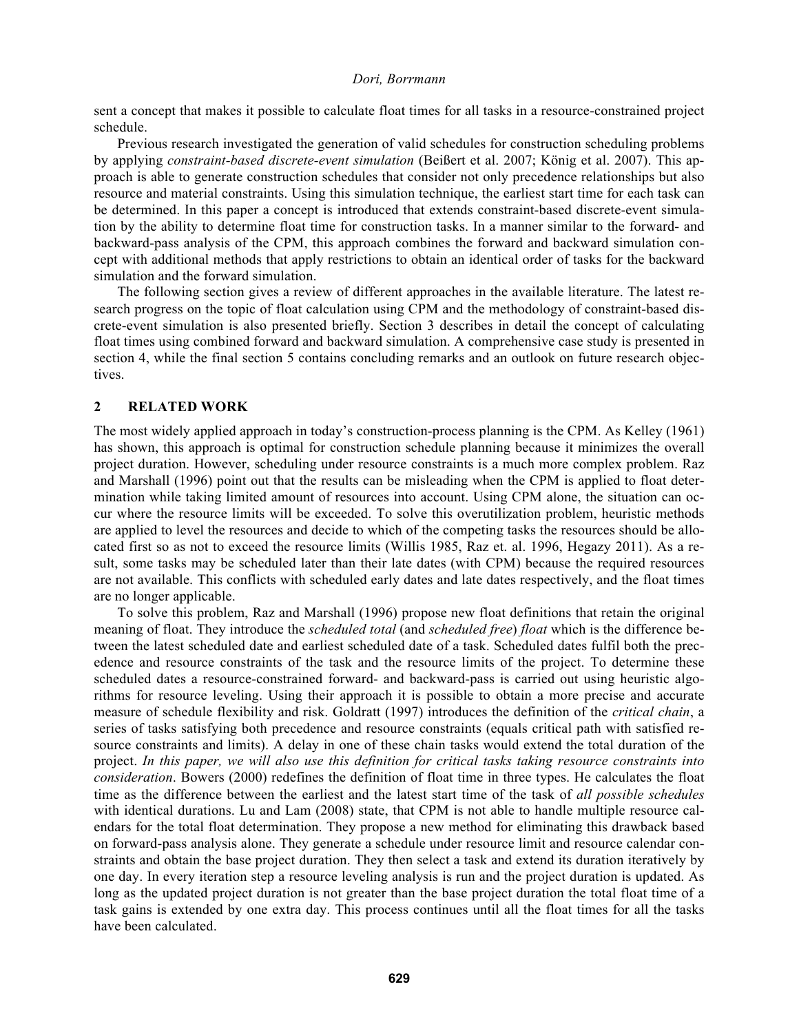sent a concept that makes it possible to calculate float times for all tasks in a resource-constrained project schedule.

Previous research investigated the generation of valid schedules for construction scheduling problems by applying *constraint-based discrete-event simulation* (Beißert et al. 2007; König et al. 2007). This approach is able to generate construction schedules that consider not only precedence relationships but also resource and material constraints. Using this simulation technique, the earliest start time for each task can be determined. In this paper a concept is introduced that extends constraint-based discrete-event simulation by the ability to determine float time for construction tasks. In a manner similar to the forward- and backward-pass analysis of the CPM, this approach combines the forward and backward simulation concept with additional methods that apply restrictions to obtain an identical order of tasks for the backward simulation and the forward simulation.

The following section gives a review of different approaches in the available literature. The latest research progress on the topic of float calculation using CPM and the methodology of constraint-based discrete-event simulation is also presented briefly. Section 3 describes in detail the concept of calculating float times using combined forward and backward simulation. A comprehensive case study is presented in section 4, while the final section 5 contains concluding remarks and an outlook on future research objectives.

## 2 RELATED WORK

The most widely applied approach in today's construction-process planning is the CPM. As Kelley (1961) has shown, this approach is optimal for construction schedule planning because it minimizes the overall project duration. However, scheduling under resource constraints is a much more complex problem. Raz and Marshall (1996) point out that the results can be misleading when the CPM is applied to float determination while taking limited amount of resources into account. Using CPM alone, the situation can occur where the resource limits will be exceeded. To solve this overutilization problem, heuristic methods are applied to level the resources and decide to which of the competing tasks the resources should be allocated first so as not to exceed the resource limits (Willis 1985, Raz et. al. 1996, Hegazy 2011). As a result, some tasks may be scheduled later than their late dates (with CPM) because the required resources are not available. This conflicts with scheduled early dates and late dates respectively, and the float times are no longer applicable.

To solve this problem, Raz and Marshall (1996) propose new float definitions that retain the original meaning of float. They introduce the *scheduled total* (and *scheduled free*) *float* which is the difference between the latest scheduled date and earliest scheduled date of a task. Scheduled dates fulfil both the precedence and resource constraints of the task and the resource limits of the project. To determine these scheduled dates a resource-constrained forward- and backward-pass is carried out using heuristic algorithms for resource leveling. Using their approach it is possible to obtain a more precise and accurate measure of schedule flexibility and risk. Goldratt (1997) introduces the definition of the *critical chain*, a series of tasks satisfying both precedence and resource constraints (equals critical path with satisfied resource constraints and limits). A delay in one of these chain tasks would extend the total duration of the project. *In this paper, we will also use this definition for critical tasks taking resource constraints into consideration*. Bowers (2000) redefines the definition of float time in three types. He calculates the float time as the difference between the earliest and the latest start time of the task of *all possible schedules* with identical durations. Lu and Lam (2008) state, that CPM is not able to handle multiple resource calendars for the total float determination. They propose a new method for eliminating this drawback based on forward-pass analysis alone. They generate a schedule under resource limit and resource calendar constraints and obtain the base project duration. They then select a task and extend its duration iteratively by one day. In every iteration step a resource leveling analysis is run and the project duration is updated. As long as the updated project duration is not greater than the base project duration the total float time of a task gains is extended by one extra day. This process continues until all the float times for all the tasks have been calculated.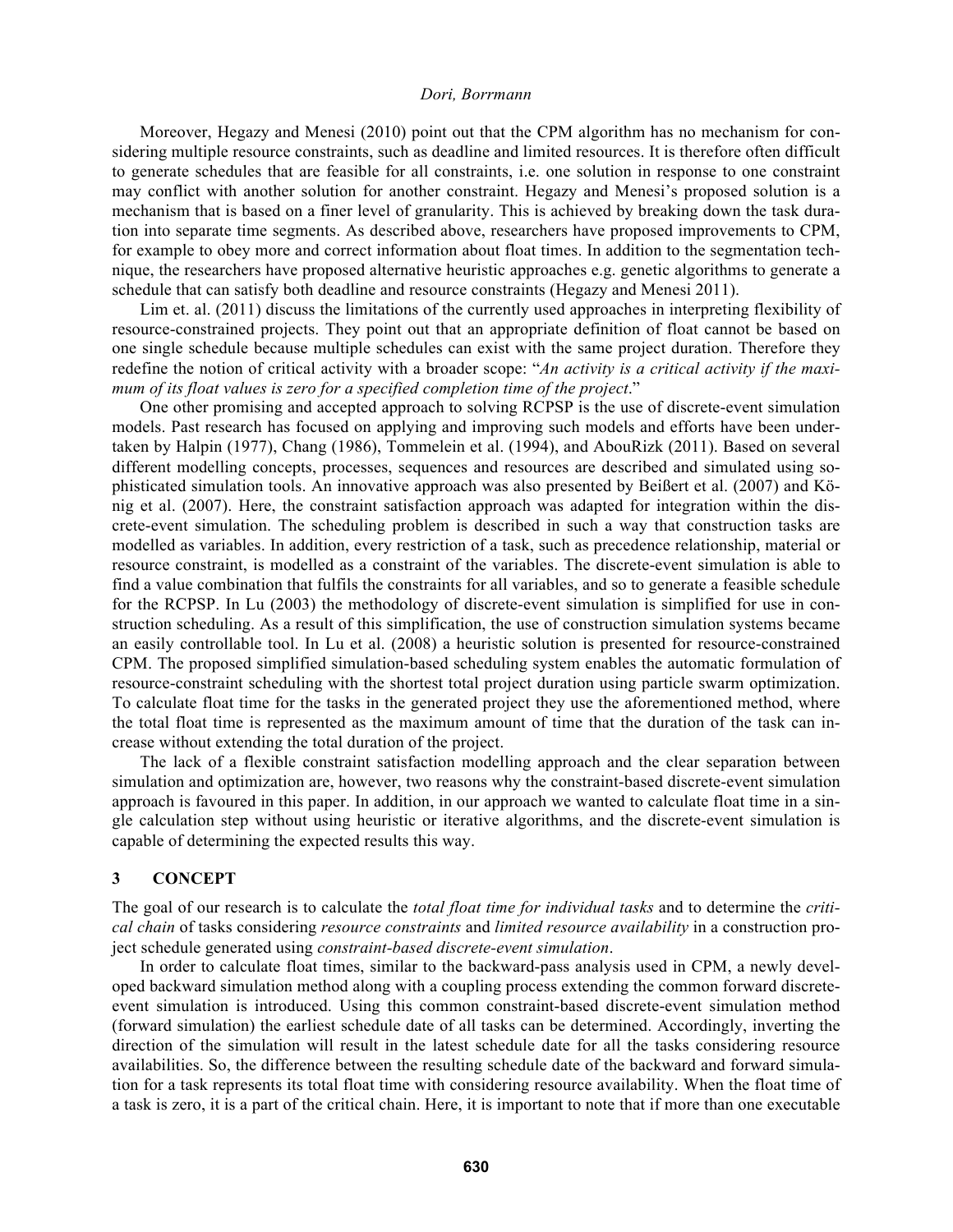Moreover, Hegazy and Menesi (2010) point out that the CPM algorithm has no mechanism for considering multiple resource constraints, such as deadline and limited resources. It is therefore often difficult to generate schedules that are feasible for all constraints, i.e. one solution in response to one constraint may conflict with another solution for another constraint. Hegazy and Menesi's proposed solution is a mechanism that is based on a finer level of granularity. This is achieved by breaking down the task duration into separate time segments. As described above, researchers have proposed improvements to CPM, for example to obey more and correct information about float times. In addition to the segmentation technique, the researchers have proposed alternative heuristic approaches e.g. genetic algorithms to generate a schedule that can satisfy both deadline and resource constraints (Hegazy and Menesi 2011).

Lim et. al. (2011) discuss the limitations of the currently used approaches in interpreting flexibility of resource-constrained projects. They point out that an appropriate definition of float cannot be based on one single schedule because multiple schedules can exist with the same project duration. Therefore they redefine the notion of critical activity with a broader scope: "*An activity is a critical activity if the maximum of its float values is zero for a specified completion time of the project*."

One other promising and accepted approach to solving RCPSP is the use of discrete-event simulation models. Past research has focused on applying and improving such models and efforts have been undertaken by Halpin (1977), Chang (1986), Tommelein et al. (1994), and AbouRizk (2011). Based on several different modelling concepts, processes, sequences and resources are described and simulated using sophisticated simulation tools. An innovative approach was also presented by Beißert et al. (2007) and König et al. (2007). Here, the constraint satisfaction approach was adapted for integration within the discrete-event simulation. The scheduling problem is described in such a way that construction tasks are modelled as variables. In addition, every restriction of a task, such as precedence relationship, material or resource constraint, is modelled as a constraint of the variables. The discrete-event simulation is able to find a value combination that fulfils the constraints for all variables, and so to generate a feasible schedule for the RCPSP. In Lu (2003) the methodology of discrete-event simulation is simplified for use in construction scheduling. As a result of this simplification, the use of construction simulation systems became an easily controllable tool. In Lu et al. (2008) a heuristic solution is presented for resource-constrained CPM. The proposed simplified simulation-based scheduling system enables the automatic formulation of resource-constraint scheduling with the shortest total project duration using particle swarm optimization. To calculate float time for the tasks in the generated project they use the aforementioned method, where the total float time is represented as the maximum amount of time that the duration of the task can increase without extending the total duration of the project.

The lack of a flexible constraint satisfaction modelling approach and the clear separation between simulation and optimization are, however, two reasons why the constraint-based discrete-event simulation approach is favoured in this paper. In addition, in our approach we wanted to calculate float time in a single calculation step without using heuristic or iterative algorithms, and the discrete-event simulation is capable of determining the expected results this way.

## 3 CONCEPT

The goal of our research is to calculate the *total float time for individual tasks* and to determine the *critical chain* of tasks considering *resource constraints* and *limited resource availability* in a construction project schedule generated using *constraint-based discrete-event simulation*.

In order to calculate float times, similar to the backward-pass analysis used in CPM, a newly developed backward simulation method along with a coupling process extending the common forward discrete-event simulation is introduced. Using this common constraint-based discrete-event simulation method (forward simulation) the earliest schedule date of all tasks can be determined. Accordingly, inverting the direction of the simulation will result in the latest schedule date for all the tasks considering resource availabilities. So, the difference between the resulting schedule date of the backward and forward simulation for a task represents its total float time with considering resource availability. When the float time of a task is zero, it is a part of the critical chain. Here, it is important to note that if more than one executable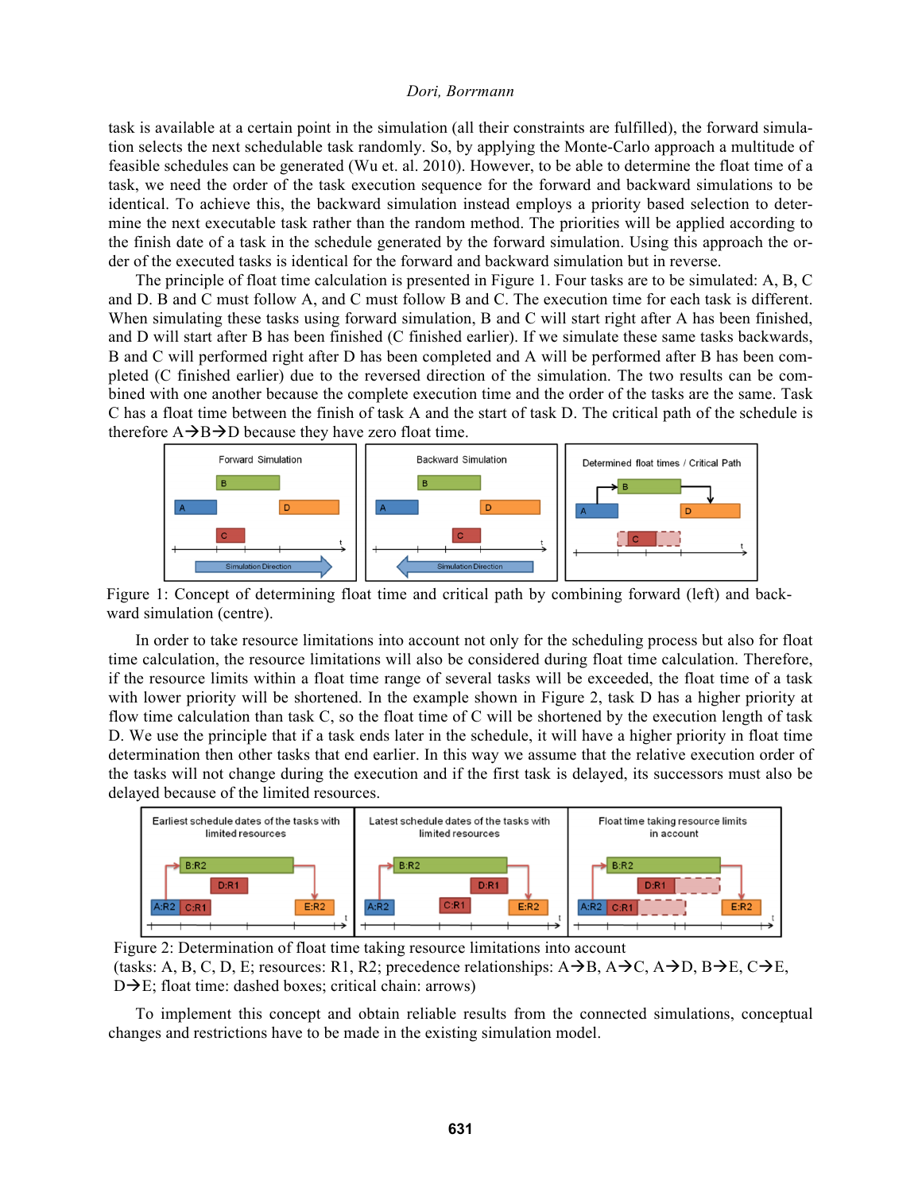task is available at a certain point in the simulation (all their constraints are fulfilled), the forward simulation selects the next schedulable task randomly. So, by applying the Monte-Carlo approach a multitude of feasible schedules can be generated (Wu et. al. 2010). However, to be able to determine the float time of a task, we need the order of the task execution sequence for the forward and backward simulations to be identical. To achieve this, the backward simulation instead employs a priority based selection to determine the next executable task rather than the random method. The priorities will be applied according to the finish date of a task in the schedule generated by the forward simulation. Using this approach the order of the executed tasks is identical for the forward and backward simulation but in reverse.

The principle of float time calculation is presented in Figure 1. Four tasks are to be simulated: A, B, C and D. B and C must follow A, and C must follow B and C. The execution time for each task is different. When simulating these tasks using forward simulation, B and C will start right after A has been finished, and D will start after B has been finished (C finished earlier). If we simulate these same tasks backwards, B and C will performed right after D has been completed and A will be performed after B has been completed (C finished earlier) due to the reversed direction of the simulation. The two results can be combined with one another because the complete execution time and the order of the tasks are the same. Task C has a float time between the finish of task A and the start of task D. The critical path of the schedule is therefore A→B→D because they have zero float time.

Forward Simulation

B

A

D

C

t

Simulation Direction

Backward Simulation

B

A

D

C

t

Simulation Direction

Determined float times / Critical Path

B

A

D

C

t

Figure 1: Concept of determining float time and critical path by combining forward (left) and backward simulation (centre).

In order to take resource limitations into account not only for the scheduling process but also for float time calculation, the resource limitations will also be considered during float time calculation. Therefore, if the resource limits within a float time range of several tasks will be exceeded, the float time of a task with lower priority will be shortened. In the example shown in Figure 2, task D has a higher priority at flow time calculation than task C, so the float time of C will be shortened by the execution length of task D. We use the principle that if a task ends later in the schedule, it will have a higher priority in float time determination then other tasks that end earlier. In this way we assume that the relative execution order of the tasks will not change during the execution and if the first task is delayed, its successors must also be delayed because of the limited resources.

Earliest schedule dates of the tasks with limited resources

B:R2

D:R1

A:R2

C:R1

E:R2

t

Latest schedule dates of the tasks with limited resources

B:R2

D:R1

A:R2

C:R1

E:R2

t

Float time taking resource limits in account

B:R2

D:R1

A:R2

C:R1

E:R2

t

Figure 2: Determination of float time taking resource limitations into account
(tasks: A, B, C, D, E; resources: R1, R2; precedence relationships: A→B, A→C, A→D, B→E, C→E, D→E; float time: dashed boxes; critical chain: arrows)

To implement this concept and obtain reliable results from the connected simulations, conceptual changes and restrictions have to be made in the existing simulation model.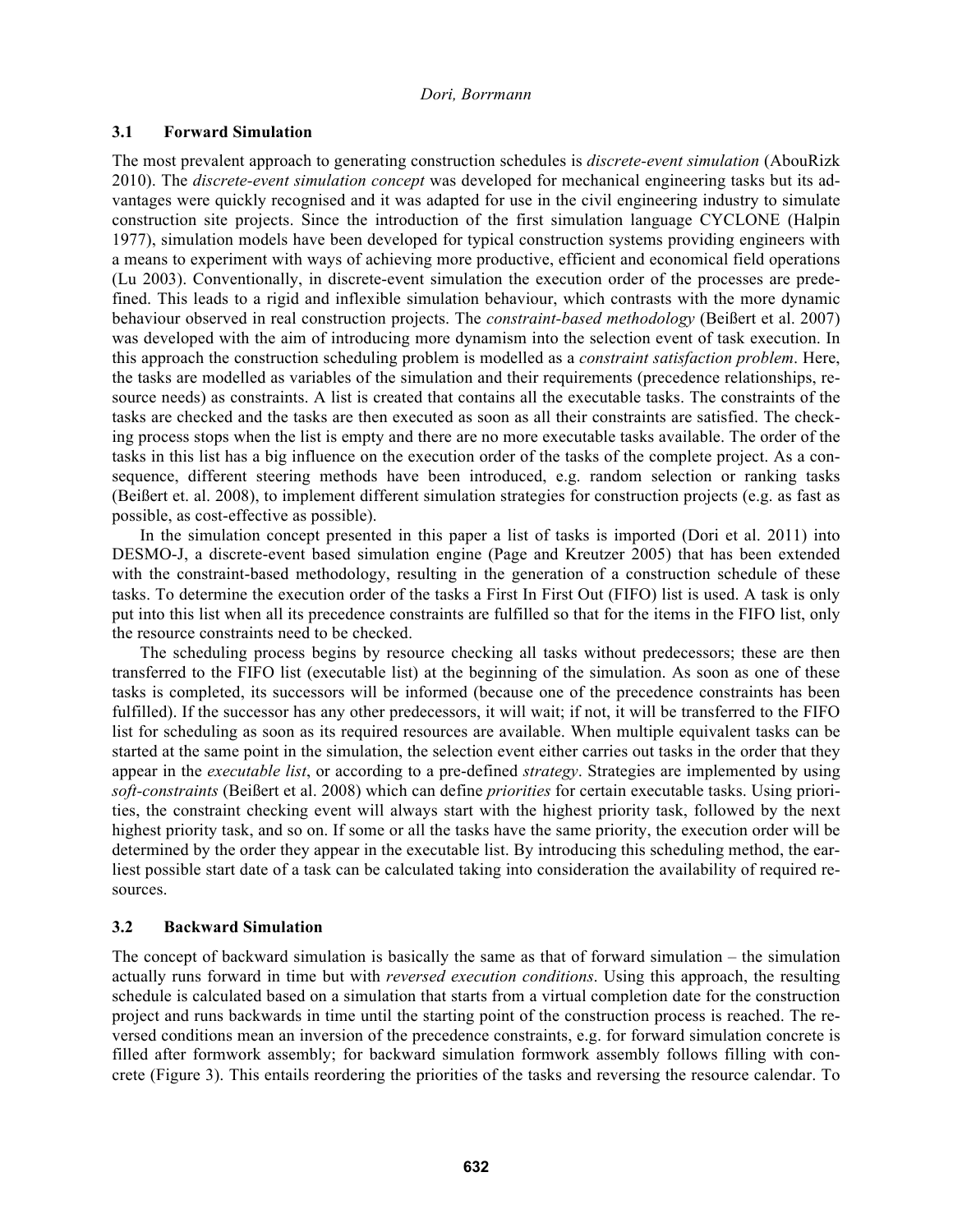### 3.1 Forward Simulation

The most prevalent approach to generating construction schedules is *discrete-event simulation* (AbouRizk 2010). The *discrete-event simulation concept* was developed for mechanical engineering tasks but its advantages were quickly recognised and it was adapted for use in the civil engineering industry to simulate construction site projects. Since the introduction of the first simulation language CYCLONE (Halpin 1977), simulation models have been developed for typical construction systems providing engineers with a means to experiment with ways of achieving more productive, efficient and economical field operations (Lu 2003). Conventionally, in discrete-event simulation the execution order of the processes are predefined. This leads to a rigid and inflexible simulation behaviour, which contrasts with the more dynamic behaviour observed in real construction projects. The *constraint-based methodology* (Beißert et al. 2007) was developed with the aim of introducing more dynamism into the selection event of task execution. In this approach the construction scheduling problem is modelled as a *constraint satisfaction problem*. Here, the tasks are modelled as variables of the simulation and their requirements (precedence relationships, resource needs) as constraints. A list is created that contains all the executable tasks. The constraints of the tasks are checked and the tasks are then executed as soon as all their constraints are satisfied. The checking process stops when the list is empty and there are no more executable tasks available. The order of the tasks in this list has a big influence on the execution order of the tasks of the complete project. As a consequence, different steering methods have been introduced, e.g. random selection or ranking tasks (Beißert et. al. 2008), to implement different simulation strategies for construction projects (e.g. as fast as possible, as cost-effective as possible).

In the simulation concept presented in this paper a list of tasks is imported (Dori et al. 2011) into DESMO-J, a discrete-event based simulation engine (Page and Kreutzer 2005) that has been extended with the constraint-based methodology, resulting in the generation of a construction schedule of these tasks. To determine the execution order of the tasks a First In First Out (FIFO) list is used. A task is only put into this list when all its precedence constraints are fulfilled so that for the items in the FIFO list, only the resource constraints need to be checked.

The scheduling process begins by resource checking all tasks without predecessors; these are then transferred to the FIFO list (executable list) at the beginning of the simulation. As soon as one of these tasks is completed, its successors will be informed (because one of the precedence constraints has been fulfilled). If the successor has any other predecessors, it will wait; if not, it will be transferred to the FIFO list for scheduling as soon as its required resources are available. When multiple equivalent tasks can be started at the same point in the simulation, the selection event either carries out tasks in the order that they appear in the *executable list*, or according to a pre-defined *strategy*. Strategies are implemented by using *soft-constraints* (Beißert et al. 2008) which can define *priorities* for certain executable tasks. Using priorities, the constraint checking event will always start with the highest priority task, followed by the next highest priority task, and so on. If some or all the tasks have the same priority, the execution order will be determined by the order they appear in the executable list. By introducing this scheduling method, the earliest possible start date of a task can be calculated taking into consideration the availability of required resources.

### 3.2 Backward Simulation

The concept of backward simulation is basically the same as that of forward simulation – the simulation actually runs forward in time but with *reversed execution conditions*. Using this approach, the resulting schedule is calculated based on a simulation that starts from a virtual completion date for the construction project and runs backwards in time until the starting point of the construction process is reached. The reversed conditions mean an inversion of the precedence constraints, e.g. for forward simulation concrete is filled after formwork assembly; for backward simulation formwork assembly follows filling with concrete (Figure 3). This entails reordering the priorities of the tasks and reversing the resource calendar. To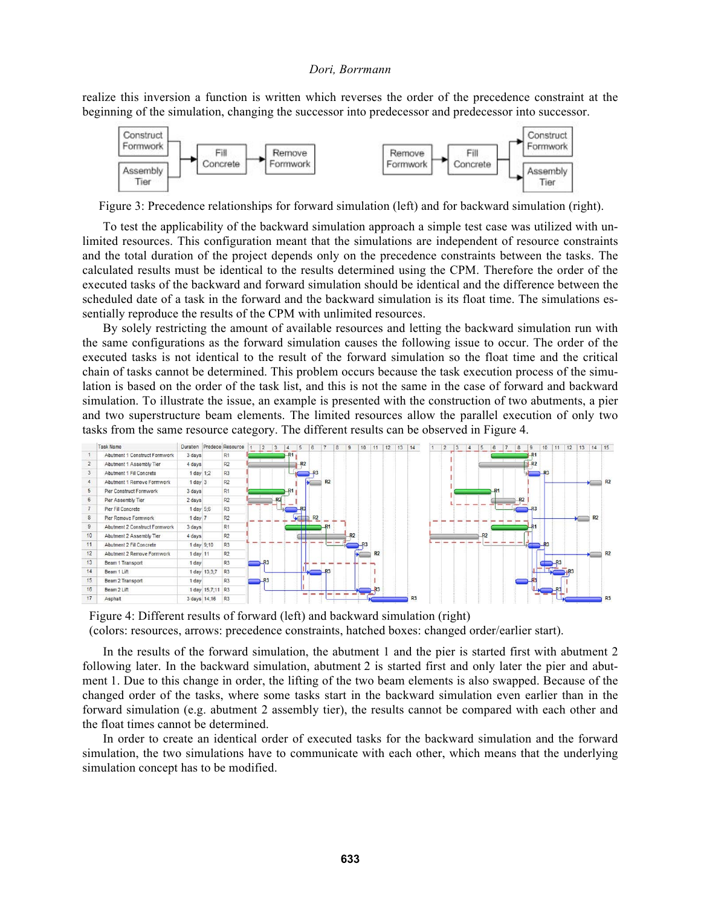realize this inversion a function is written which reverses the order of the precedence constraint at the beginning of the simulation, changing the successor into predecessor and predecessor into successor.

Figure 3: Precedence relationships for forward simulation (left) and for backward simulation (right).

To test the applicability of the backward simulation approach a simple test case was utilized with unlimited resources. This configuration meant that the simulations are independent of resource constraints and the total duration of the project depends only on the precedence constraints between the tasks. The calculated results must be identical to the results determined using the CPM. Therefore the order of the executed tasks of the backward and forward simulation should be identical and the difference between the scheduled date of a task in the forward and the backward simulation is its float time. The simulations essentially reproduce the results of the CPM with unlimited resources.

By solely restricting the amount of available resources and letting the backward simulation run with the same configurations as the forward simulation causes the following issue to occur. The order of the executed tasks is not identical to the result of the forward simulation so the float time and the critical chain of tasks cannot be determined. This problem occurs because the task execution process of the simulation is based on the order of the task list, and this is not the same in the case of forward and backward simulation. To illustrate the issue, an example is presented with the construction of two abutments, a pier and two superstructure beam elements. The limited resources allow the parallel execution of only two tasks from the same resource category. The different results can be observed in Figure 4.

Figure 4: Different results of forward (left) and backward simulation (right)
(colors: resources, arrows: precedence constraints, hatched boxes: changed order/earlier start).

In the results of the forward simulation, the abutment 1 and the pier is started first with abutment 2 following later. In the backward simulation, abutment 2 is started first and only later the pier and abutment 1. Due to this change in order, the lifting of the two beam elements is also swapped. Because of the changed order of the tasks, where some tasks start in the backward simulation even earlier than in the forward simulation (e.g. abutment 2 assembly tier), the results cannot be compared with each other and the float times cannot be determined.

In order to create an identical order of executed tasks for the backward simulation and the forward simulation, the two simulations have to communicate with each other, which means that the underlying simulation concept has to be modified.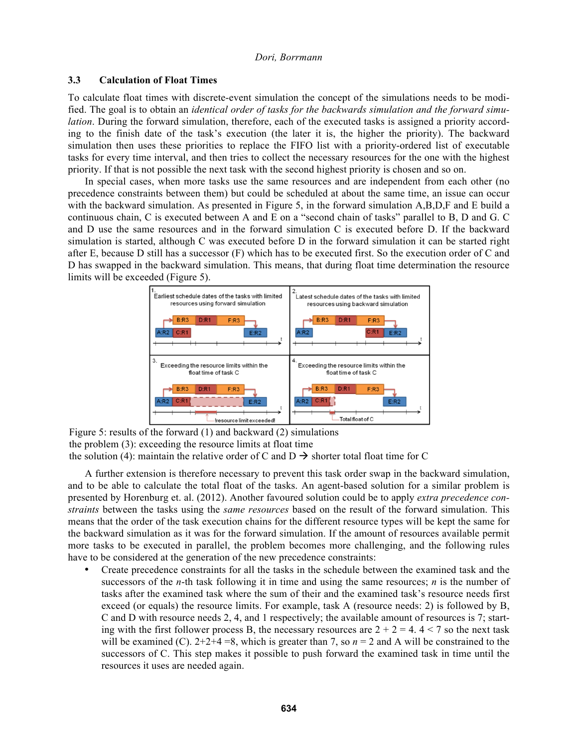### 3.3 Calculation of Float Times

To calculate float times with discrete-event simulation the concept of the simulations needs to be modified. The goal is to obtain an *identical order of tasks for the backwards simulation and the forward simulation*. During the forward simulation, therefore, each of the executed tasks is assigned a priority according to the finish date of the task's execution (the later it is, the higher the priority). The backward simulation then uses these priorities to replace the FIFO list with a priority-ordered list of executable tasks for every time interval, and then tries to collect the necessary resources for the one with the highest priority. If that is not possible the next task with the second highest priority is chosen and so on.

In special cases, when more tasks use the same resources and are independent from each other (no precedence constraints between them) but could be scheduled at about the same time, an issue can occur with the backward simulation. As presented in Figure 5, in the forward simulation A,B,D,F and E build a continuous chain, C is executed between A and E on a "second chain of tasks" parallel to B, D and G. C and D use the same resources and in the forward simulation C is executed before D. If the backward simulation is started, although C was executed before D in the forward simulation it can be started right after E, because D still has a successor (F) which has to be executed first. So the execution order of C and D has swapped in the backward simulation. This means, that during float time determination the resource limits will be exceeded (Figure 5).

1. Earliest schedule dates of the tasks with limited resources using forward simulation

B:R3 D:R1 F:R3
A:R2 C:R1 E:R2
t

2. Latest schedule dates of the tasks with limited resources using backward simulation

B:R3 D:R1 F:R3
A:R2 C:R1 E:R2
t

3. Exceeding the resource limits within the float time of task C

B:R3 D:R1 F:R3
A:R2 C:R1 E:R2
t
resource limit exceeded!

4. Exceeding the resource limits within the float time of task C

B:R3 D:R1 F:R3
A:R2 C:R1 E:R2
t
Total float of C

Figure 5: results of the forward (1) and backward (2) simulations
the problem (3): exceeding the resource limits at float time
the solution (4): maintain the relative order of C and D → shorter total float time for C

A further extension is therefore necessary to prevent this task order swap in the backward simulation, and to be able to calculate the total float of the tasks. An agent-based solution for a similar problem is presented by Horenburg et. al. (2012). Another favoured solution could be to apply *extra precedence constraints* between the tasks using the *same resources* based on the result of the forward simulation. This means that the order of the task execution chains for the different resource types will be kept the same for the backward simulation as it was for the forward simulation. If the amount of resources available permit more tasks to be executed in parallel, the problem becomes more challenging, and the following rules have to be considered at the generation of the new precedence constraints:

- Create precedence constraints for all the tasks in the schedule between the examined task and the successors of the $n$-th task following it in time and using the same resources; $n$ is the number of tasks after the examined task where the sum of their and the examined task's resource needs first exceed (or equals) the resource limits. For example, task A (resource needs: 2) is followed by B, C and D with resource needs 2, 4, and 1 respectively; the available amount of resources is 7; starting with the first follower process B, the necessary resources are 2 + 2 = 4. 4 < 7 so the next task will be examined (C). 2+2+4 =8, which is greater than 7, so $n$ = 2 and A will be constrained to the successors of C. This step makes it possible to push forward the examined task in time until the resources it uses are needed again.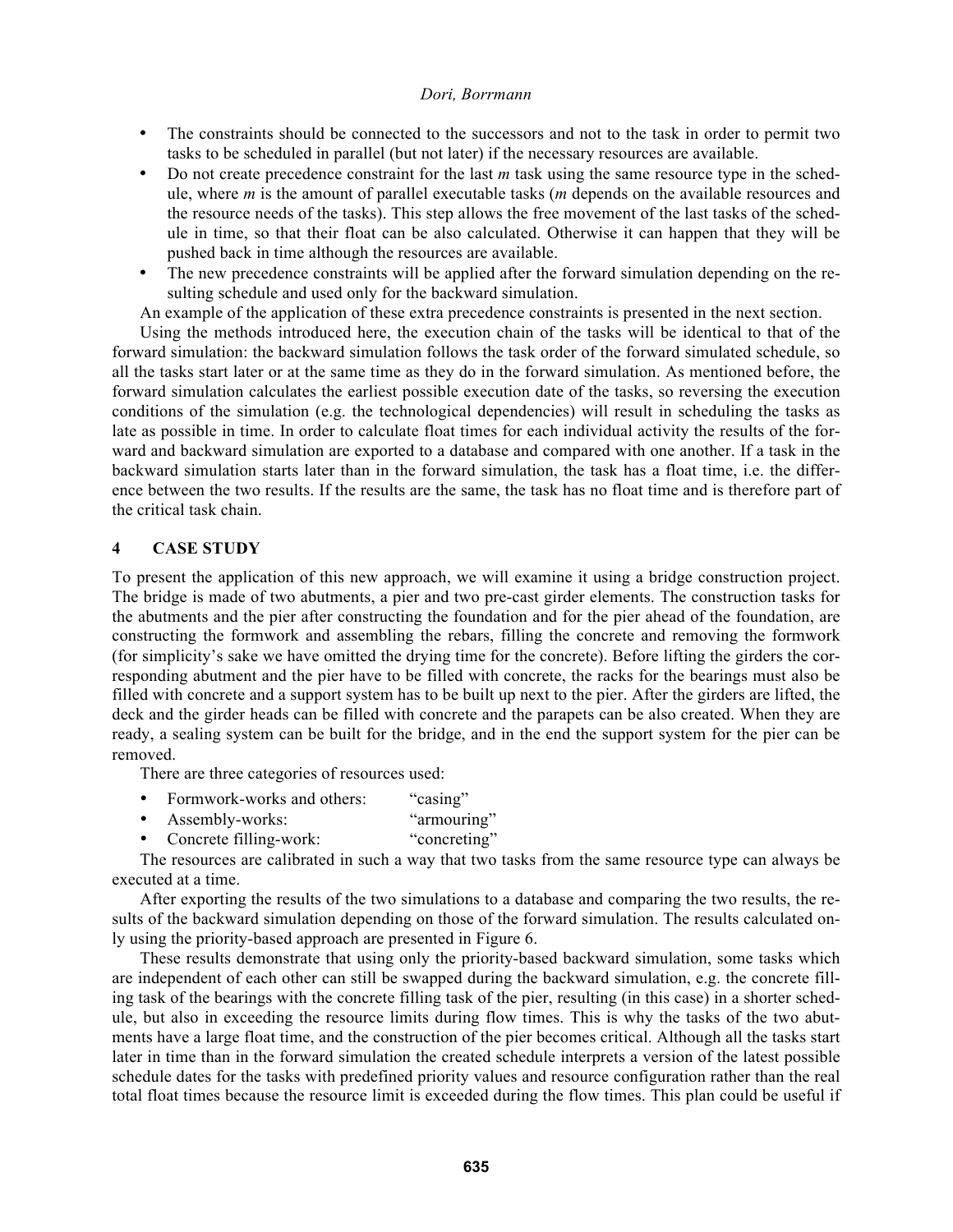- The constraints should be connected to the successors and not to the task in order to permit two tasks to be scheduled in parallel (but not later) if the necessary resources are available.
- Do not create precedence constraint for the last *m* task using the same resource type in the schedule, where *m* is the amount of parallel executable tasks (*m* depends on the available resources and the resource needs of the tasks). This step allows the free movement of the last tasks of the schedule in time, so that their float can be also calculated. Otherwise it can happen that they will be pushed back in time although the resources are available.
- The new precedence constraints will be applied after the forward simulation depending on the resulting schedule and used only for the backward simulation.

An example of the application of these extra precedence constraints is presented in the next section.

Using the methods introduced here, the execution chain of the tasks will be identical to that of the forward simulation: the backward simulation follows the task order of the forward simulated schedule, so all the tasks start later or at the same time as they do in the forward simulation. As mentioned before, the forward simulation calculates the earliest possible execution date of the tasks, so reversing the execution conditions of the simulation (e.g. the technological dependencies) will result in scheduling the tasks as late as possible in time. In order to calculate float times for each individual activity the results of the forward and backward simulation are exported to a database and compared with one another. If a task in the backward simulation starts later than in the forward simulation, the task has a float time, i.e. the difference between the two results. If the results are the same, the task has no float time and is therefore part of the critical task chain.

## 4 CASE STUDY

To present the application of this new approach, we will examine it using a bridge construction project. The bridge is made of two abutments, a pier and two pre-cast girder elements. The construction tasks for the abutments and the pier after constructing the foundation and for the pier ahead of the foundation, are constructing the formwork and assembling the rebars, filling the concrete and removing the formwork (for simplicity's sake we have omitted the drying time for the concrete). Before lifting the girders the corresponding abutment and the pier have to be filled with concrete, the racks for the bearings must also be filled with concrete and a support system has to be built up next to the pier. After the girders are lifted, the deck and the girder heads can be filled with concrete and the parapets can be also created. When they are ready, a sealing system can be built for the bridge, and in the end the support system for the pier can be removed.

There are three categories of resources used:

- Formwork-works and others: "casing"
- Assembly-works: "armouring"
- Concrete filling-work: "concreting"

The resources are calibrated in such a way that two tasks from the same resource type can always be executed at a time.

After exporting the results of the two simulations to a database and comparing the two results, the results of the backward simulation depending on those of the forward simulation. The results calculated only using the priority-based approach are presented in Figure 6.

These results demonstrate that using only the priority-based backward simulation, some tasks which are independent of each other can still be swapped during the backward simulation, e.g. the concrete filling task of the bearings with the concrete filling task of the pier, resulting (in this case) in a shorter schedule, but also in exceeding the resource limits during flow times. This is why the tasks of the two abutments have a large float time, and the construction of the pier becomes critical. Although all the tasks start later in time than in the forward simulation the created schedule interprets a version of the latest possible schedule dates for the tasks with predefined priority values and resource configuration rather than the real total float times because the resource limit is exceeded during the flow times. This plan could be useful if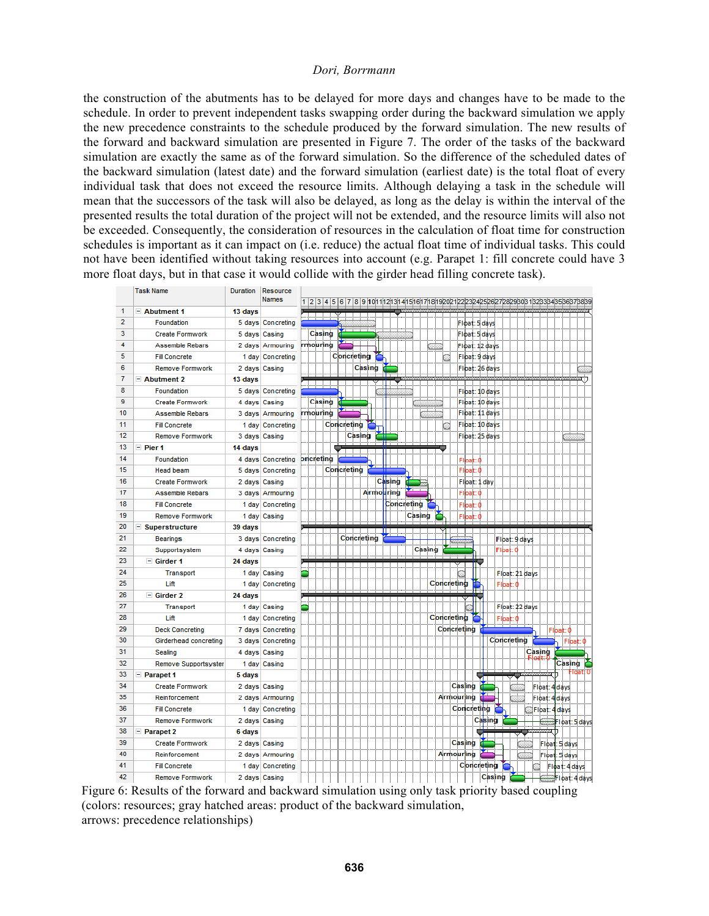the construction of the abutments has to be delayed for more days and changes have to be made to the schedule. In order to prevent independent tasks swapping order during the backward simulation we apply the new precedence constraints to the schedule produced by the forward simulation. The new results of the forward and backward simulation are presented in Figure 7. The order of the tasks of the backward simulation are exactly the same as of the forward simulation. So the difference of the scheduled dates of the backward simulation (latest date) and the forward simulation (earliest date) is the total float of every individual task that does not exceed the resource limits. Although delaying a task in the schedule will mean that the successors of the task will also be delayed, as long as the delay is within the interval of the presented results the total duration of the project will not be extended, and the resource limits will also not be exceeded. Consequently, the consideration of resources in the calculation of float time for construction schedules is important as it can impact on (i.e. reduce) the actual float time of individual tasks. This could not have been identified without taking resources into account (e.g. Parapet 1: fill concrete could have 3 more float days, but in that case it would collide with the girder head filling concrete task).

| | Task Name | Duration | Resource Names | Float |
|---|---|---|---|---|
| 1 | Abutment 1 | 13 days | | |
| 2 | Foundation | 5 days | Concreting | Float: 5 days |
| 3 | Create Formwork | 5 days | Casing | Float: 5 days |
| 4 | Assemble Rebars | 2 days | Armouring | Float: 12 days |
| 5 | Fill Concrete | 1 day | Concreting | Float: 9 days |
| 6 | Remove Formwork | 2 days | Casing | Float: 26 days |
| 7 | Abutment 2 | 13 days | | |
| 8 | Foundation | 5 days | Concreting | Float: 10 days |
| 9 | Create Formwork | 4 days | Casing | Float: 10 days |
| 10 | Assemble Rebars | 3 days | Armouring | Float: 11 days |
| 11 | Fill Concrete | 1 day | Concreting | Float: 10 days |
| 12 | Remove Formwork | 3 days | Casing | Float: 25 days |
| 13 | Pier 1 | 14 days | | |
| 14 | Foundation | 4 days | Concreting | Float: 0 |
| 15 | Head beam | 5 days | Concreting | Float: 0 |
| 16 | Create Formwork | 2 days | Casing | Float: 1 day |
| 17 | Assemble Rebars | 3 days | Armouring | Float: 0 |
| 18 | Fill Concrete | 1 day | Concreting | Float: 0 |
| 19 | Remove Formwork | 1 day | Casing | Float: 0 |
| 20 | Superstructure | 39 days | | |
| 21 | Bearings | 3 days | Concreting | Float: 9 days |
| 22 | Supportsystem | 4 days | Casing | Float: 0 |
| 23 | Girder 1 | 24 days | | |
| 24 | Transport | 1 day | Casing | Float: 21 days |
| 25 | Lift | 1 day | Concreting | Float: 0 |
| 26 | Girder 2 | 24 days | | |
| 27 | Transport | 1 day | Casing | Float: 22 days |
| 28 | Lift | 1 day | Concreting | Float: 0 |
| 29 | Deck Concreting | 7 days | Concreting | Float: 0 |
| 30 | Girderhead concreting | 3 days | Concreting | Float: 0 |
| 31 | Sealing | 4 days | Casing | Float: 0 |
| 32 | Remove Supportsystem | 1 day | Casing | Float: 0 |
| 33 | Parapet 1 | 5 days | | |
| 34 | Create Formwork | 2 days | Casing | Float: 4 days |
| 35 | Reinforcement | 2 days | Armouring | Float: 4 days |
| 36 | Fill Concrete | 1 day | Concreting | Float: 4 days |
| 37 | Remove Formwork | 2 days | Casing | Float: 5 days |
| 38 | Parapet 2 | 6 days | | |
| 39 | Create Formwork | 2 days | Casing | Float: 5 days |
| 40 | Reinforcement | 2 days | Armouring | Float: 5 days |
| 41 | Fill Concrete | 1 day | Concreting | Float: 4 days |
| 42 | Remove Formwork | 2 days | Casing | Float: 4 days |

Figure 6: Results of the forward and backward simulation using only task priority based coupling (colors: resources; gray hatched areas: product of the backward simulation, arrows: precedence relationships)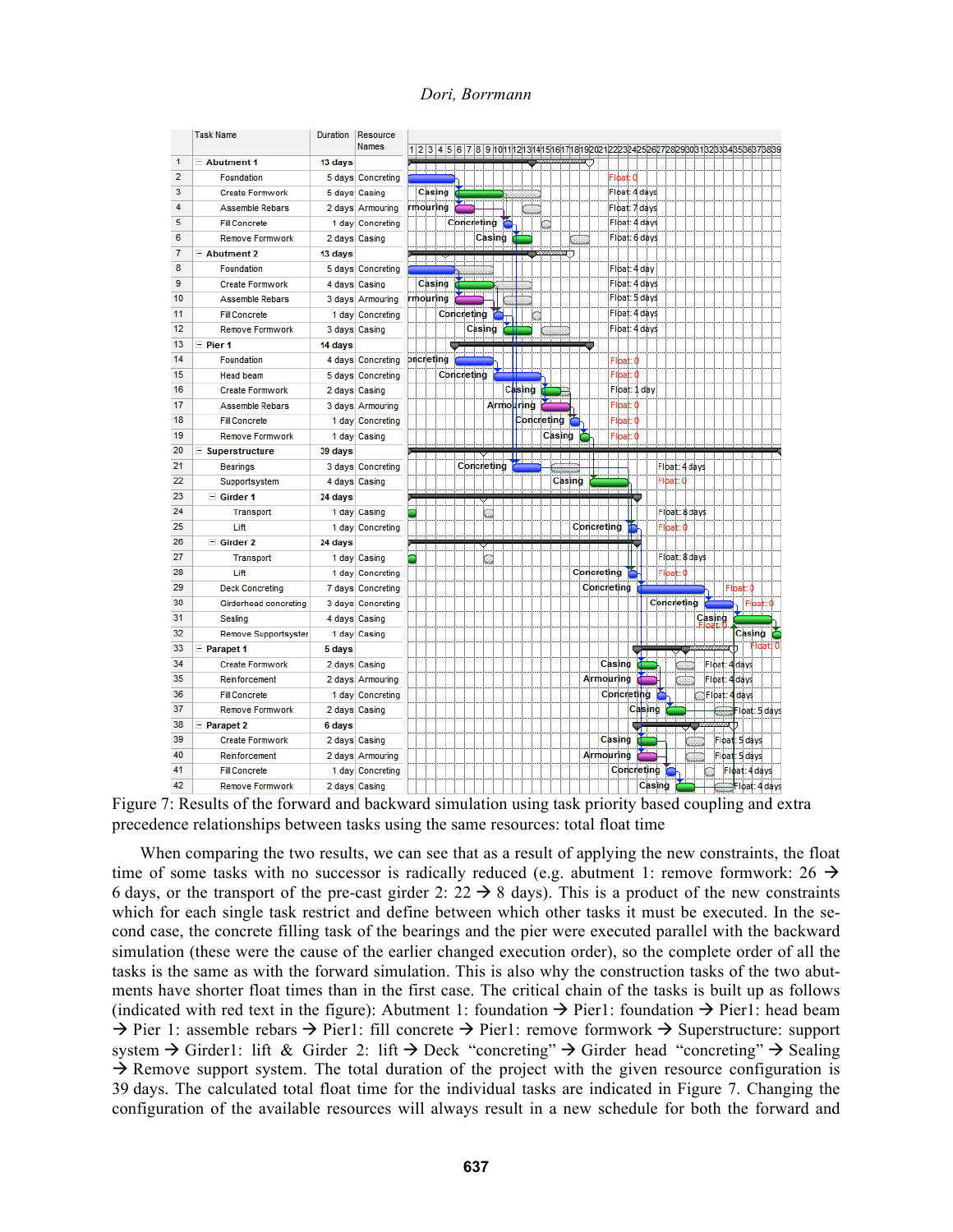| | Task Name | Duration | Resource Names |
|---|---|---|---|
| 1 | Abutment 1 | 13 days | |
| 2 | Foundation | 5 days | Concreting |
| 3 | Create Formwork | 5 days | Casing |
| 4 | Assemble Rebars | 2 days | Armouring |
| 5 | Fill Concrete | 1 day | Concreting |
| 6 | Remove Formwork | 2 days | Casing |
| 7 | Abutment 2 | 13 days | |
| 8 | Foundation | 5 days | Concreting |
| 9 | Create Formwork | 4 days | Casing |
| 10 | Assemble Rebars | 3 days | Armouring |
| 11 | Fill Concrete | 1 day | Concreting |
| 12 | Remove Formwork | 3 days | Casing |
| 13 | Pier 1 | 14 days | |
| 14 | Foundation | 4 days | Concreting |
| 15 | Head beam | 5 days | Concreting |
| 16 | Create Formwork | 2 days | Casing |
| 17 | Assemble Rebars | 3 days | Armouring |
| 18 | Fill Concrete | 1 day | Concreting |
| 19 | Remove Formwork | 1 day | Casing |
| 20 | Superstructure | 39 days | |
| 21 | Bearings | 3 days | Concreting |
| 22 | Supportsystem | 4 days | Casing |
| 23 | Girder 1 | 24 days | |
| 24 | Transport | 1 day | Casing |
| 25 | Lift | 1 day | Concreting |
| 26 | Girder 2 | 24 days | |
| 27 | Transport | 1 day | Casing |
| 28 | Lift | 1 day | Concreting |
| 29 | Deck Concreting | 7 days | Concreting |
| 30 | Girderhead concreting | 3 days | Concreting |
| 31 | Sealing | 4 days | Casing |
| 32 | Remove Supportsystem | 1 day | Casing |
| 33 | Parapet 1 | 5 days | |
| 34 | Create Formwork | 2 days | Casing |
| 35 | Reinforcement | 2 days | Armouring |
| 36 | Fill Concrete | 1 day | Concreting |
| 37 | Remove Formwork | 2 days | Casing |
| 38 | Parapet 2 | 6 days | |
| 39 | Create Formwork | 2 days | Casing |
| 40 | Reinforcement | 2 days | Armouring |
| 41 | Fill Concrete | 1 day | Concreting |
| 42 | Remove Formwork | 2 days | Casing |

Figure 7: Results of the forward and backward simulation using task priority based coupling and extra precedence relationships between tasks using the same resources: total float time

When comparing the two results, we can see that as a result of applying the new constraints, the float time of some tasks with no successor is radically reduced (e.g. abutment 1: remove formwork: 26 → 6 days, or the transport of the pre-cast girder 2: 22 → 8 days). This is a product of the new constraints which for each single task restrict and define between which other tasks it must be executed. In the second case, the concrete filling task of the bearings and the pier were executed parallel with the backward simulation (these were the cause of the earlier changed execution order), so the complete order of all the tasks is the same as with the forward simulation. This is also why the construction tasks of the two abutments have shorter float times than in the first case. The critical chain of the tasks is built up as follows (indicated with red text in the figure): Abutment 1: foundation → Pier1: foundation → Pier1: head beam → Pier 1: assemble rebars → Pier1: fill concrete → Pier1: remove formwork → Superstructure: support system → Girder1: lift & Girder 2: lift → Deck "concreting" → Girder head "concreting" → Sealing → Remove support system. The total duration of the project with the given resource configuration is 39 days. The calculated total float time for the individual tasks are indicated in Figure 7. Changing the configuration of the available resources will always result in a new schedule for both the forward and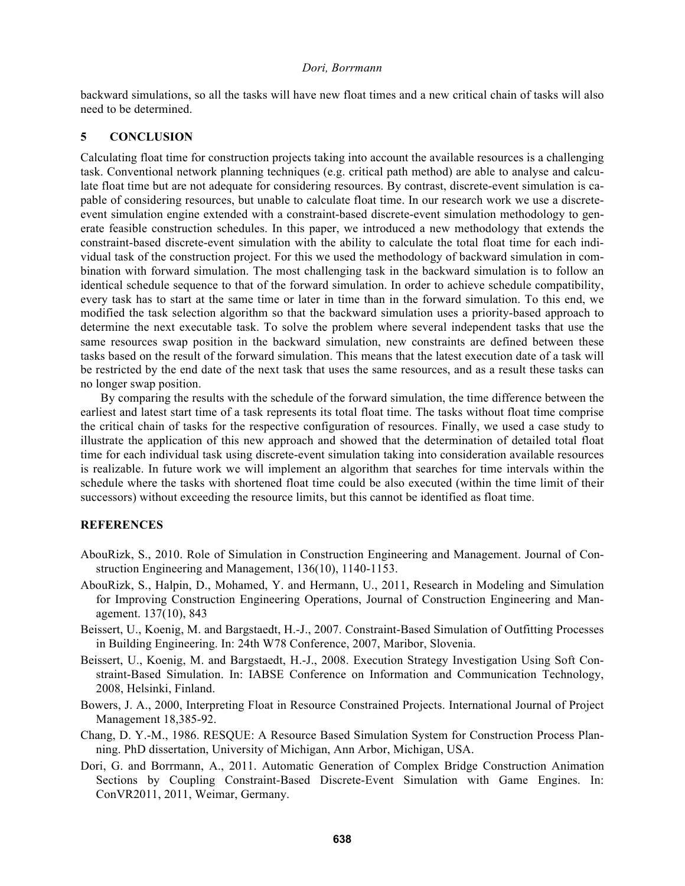backward simulations, so all the tasks will have new float times and a new critical chain of tasks will also need to be determined.

## 5 CONCLUSION

Calculating float time for construction projects taking into account the available resources is a challenging task. Conventional network planning techniques (e.g. critical path method) are able to analyse and calculate float time but are not adequate for considering resources. By contrast, discrete-event simulation is capable of considering resources, but unable to calculate float time. In our research work we use a discrete-event simulation engine extended with a constraint-based discrete-event simulation methodology to generate feasible construction schedules. In this paper, we introduced a new methodology that extends the constraint-based discrete-event simulation with the ability to calculate the total float time for each individual task of the construction project. For this we used the methodology of backward simulation in combination with forward simulation. The most challenging task in the backward simulation is to follow an identical schedule sequence to that of the forward simulation. In order to achieve schedule compatibility, every task has to start at the same time or later in time than in the forward simulation. To this end, we modified the task selection algorithm so that the backward simulation uses a priority-based approach to determine the next executable task. To solve the problem where several independent tasks that use the same resources swap position in the backward simulation, new constraints are defined between these tasks based on the result of the forward simulation. This means that the latest execution date of a task will be restricted by the end date of the next task that uses the same resources, and as a result these tasks can no longer swap position.

By comparing the results with the schedule of the forward simulation, the time difference between the earliest and latest start time of a task represents its total float time. The tasks without float time comprise the critical chain of tasks for the respective configuration of resources. Finally, we used a case study to illustrate the application of this new approach and showed that the determination of detailed total float time for each individual task using discrete-event simulation taking into consideration available resources is realizable. In future work we will implement an algorithm that searches for time intervals within the schedule where the tasks with shortened float time could be also executed (within the time limit of their successors) without exceeding the resource limits, but this cannot be identified as float time.

## REFERENCES

AbouRizk, S., 2010. Role of Simulation in Construction Engineering and Management. Journal of Construction Engineering and Management, 136(10), 1140-1153.

AbouRizk, S., Halpin, D., Mohamed, Y. and Hermann, U., 2011, Research in Modeling and Simulation for Improving Construction Engineering Operations, Journal of Construction Engineering and Management. 137(10), 843

Beissert, U., Koenig, M. and Bargstaedt, H.-J., 2007. Constraint-Based Simulation of Outfitting Processes in Building Engineering. In: 24th W78 Conference, 2007, Maribor, Slovenia.

Beissert, U., Koenig, M. and Bargstaedt, H.-J., 2008. Execution Strategy Investigation Using Soft Constraint-Based Simulation. In: IABSE Conference on Information and Communication Technology, 2008, Helsinki, Finland.

Bowers, J. A., 2000, Interpreting Float in Resource Constrained Projects. International Journal of Project Management 18,385-92.

Chang, D. Y.-M., 1986. RESQUE: A Resource Based Simulation System for Construction Process Planning. PhD dissertation, University of Michigan, Ann Arbor, Michigan, USA.

Dori, G. and Borrmann, A., 2011. Automatic Generation of Complex Bridge Construction Animation Sections by Coupling Constraint-Based Discrete-Event Simulation with Game Engines. In: ConVR2011, 2011, Weimar, Germany.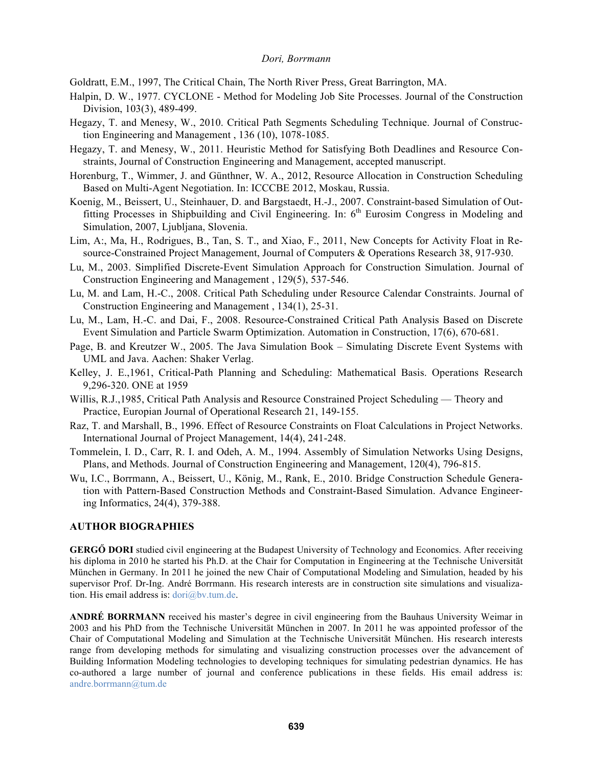Goldratt, E.M., 1997, The Critical Chain, The North River Press, Great Barrington, MA.

Halpin, D. W., 1977. CYCLONE - Method for Modeling Job Site Processes. Journal of the Construction Division, 103(3), 489-499.

Hegazy, T. and Menesy, W., 2010. Critical Path Segments Scheduling Technique. Journal of Construction Engineering and Management , 136 (10), 1078-1085.

Hegazy, T. and Menesy, W., 2011. Heuristic Method for Satisfying Both Deadlines and Resource Constraints, Journal of Construction Engineering and Management, accepted manuscript.

Horenburg, T., Wimmer, J. and Günthner, W. A., 2012, Resource Allocation in Construction Scheduling Based on Multi-Agent Negotiation. In: ICCCBE 2012, Moskau, Russia.

Koenig, M., Beissert, U., Steinhauer, D. and Bargstaedt, H.-J., 2007. Constraint-based Simulation of Outfitting Processes in Shipbuilding and Civil Engineering. In: 6th Eurosim Congress in Modeling and Simulation, 2007, Ljubljana, Slovenia.

Lim, A:, Ma, H., Rodrigues, B., Tan, S. T., and Xiao, F., 2011, New Concepts for Activity Float in Resource-Constrained Project Management, Journal of Computers & Operations Research 38, 917-930.

Lu, M., 2003. Simplified Discrete-Event Simulation Approach for Construction Simulation. Journal of Construction Engineering and Management , 129(5), 537-546.

Lu, M. and Lam, H.-C., 2008. Critical Path Scheduling under Resource Calendar Constraints. Journal of Construction Engineering and Management , 134(1), 25-31.

Lu, M., Lam, H.-C. and Dai, F., 2008. Resource-Constrained Critical Path Analysis Based on Discrete Event Simulation and Particle Swarm Optimization. Automation in Construction, 17(6), 670-681.

Page, B. and Kreutzer W., 2005. The Java Simulation Book – Simulating Discrete Event Systems with UML and Java. Aachen: Shaker Verlag.

Kelley, J. E.,1961, Critical-Path Planning and Scheduling: Mathematical Basis. Operations Research 9,296-320. ONE at 1959

Willis, R.J.,1985, Critical Path Analysis and Resource Constrained Project Scheduling — Theory and Practice, Europian Journal of Operational Research 21, 149-155.

Raz, T. and Marshall, B., 1996. Effect of Resource Constraints on Float Calculations in Project Networks. International Journal of Project Management, 14(4), 241-248.

Tommelein, I. D., Carr, R. I. and Odeh, A. M., 1994. Assembly of Simulation Networks Using Designs, Plans, and Methods. Journal of Construction Engineering and Management, 120(4), 796-815.

Wu, I.C., Borrmann, A., Beissert, U., König, M., Rank, E., 2010. Bridge Construction Schedule Generation with Pattern-Based Construction Methods and Constraint-Based Simulation. Advance Engineering Informatics, 24(4), 379-388.

## AUTHOR BIOGRAPHIES

**GERGŐ DORI** studied civil engineering at the Budapest University of Technology and Economics. After receiving his diploma in 2010 he started his Ph.D. at the Chair for Computation in Engineering at the Technische Universität München in Germany. In 2011 he joined the new Chair of Computational Modeling and Simulation, headed by his supervisor Prof. Dr-Ing. André Borrmann. His research interests are in construction site simulations and visualization. His email address is: dori@bv.tum.de.

**ANDRÉ BORRMANN** received his master's degree in civil engineering from the Bauhaus University Weimar in 2003 and his PhD from the Technische Universität München in 2007. In 2011 he was appointed professor of the Chair of Computational Modeling and Simulation at the Technische Universität München. His research interests range from developing methods for simulating and visualizing construction processes over the advancement of Building Information Modeling technologies to developing techniques for simulating pedestrian dynamics. He has co-authored a large number of journal and conference publications in these fields. His email address is: andre.borrmann@tum.de